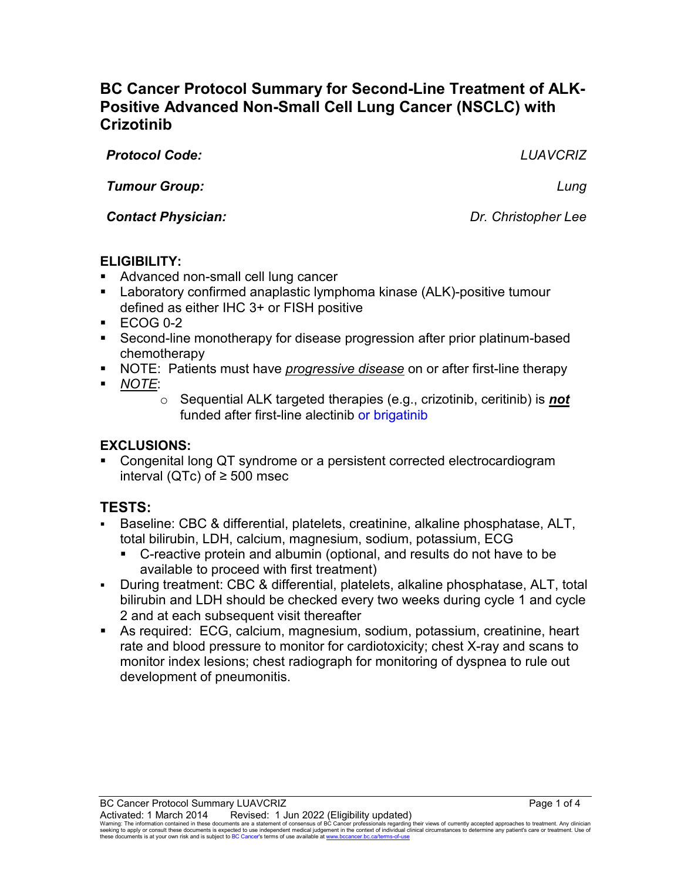# BC Cancer Protocol Summary for Second-Line Treatment of ALK-Positive Advanced Non-Small Cell Lung Cancer (NSCLC) with Crizotinib

| | |
|---|---|
| ***Protocol Code:*** | *LUAVCRIZ* |
| ***Tumour Group:*** | *Lung* |
| ***Contact Physician:*** | *Dr. Christopher Lee* |

## ELIGIBILITY:

- Advanced non-small cell lung cancer
- Laboratory confirmed anaplastic lymphoma kinase (ALK)-positive tumour defined as either IHC 3+ or FISH positive
- ECOG 0-2
- Second-line monotherapy for disease progression after prior platinum-based chemotherapy
- NOTE: Patients must have *<u>progressive disease</u>* on or after first-line therapy
- *<u>NOTE</u>*:
  - Sequential ALK targeted therapies (e.g., crizotinib, ceritinib) is ***<u>not</u>*** funded after first-line alectinib or brigatinib

## EXCLUSIONS:

- Congenital long QT syndrome or a persistent corrected electrocardiogram interval (QTc) of ≥ 500 msec

## TESTS:

- Baseline: CBC & differential, platelets, creatinine, alkaline phosphatase, ALT, total bilirubin, LDH, calcium, magnesium, sodium, potassium, ECG
  - C-reactive protein and albumin (optional, and results do not have to be available to proceed with first treatment)
- During treatment: CBC & differential, platelets, alkaline phosphatase, ALT, total bilirubin and LDH should be checked every two weeks during cycle 1 and cycle 2 and at each subsequent visit thereafter
- As required: ECG, calcium, magnesium, sodium, potassium, creatinine, heart rate and blood pressure to monitor for cardiotoxicity; chest X-ray and scans to monitor index lesions; chest radiograph for monitoring of dyspnea to rule out development of pneumonitis.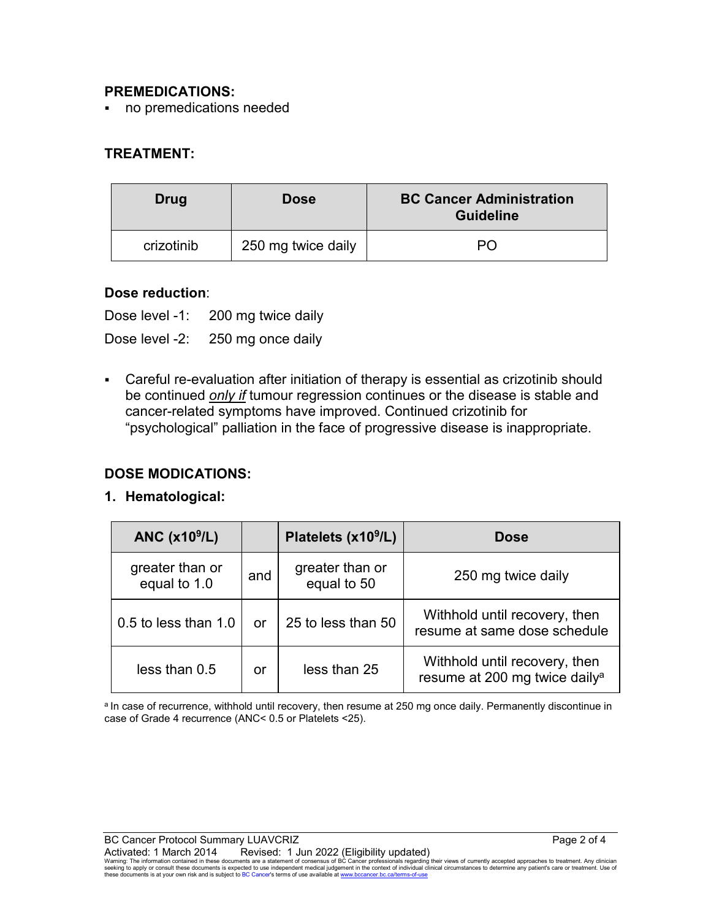## PREMEDICATIONS:

- no premedications needed

## TREATMENT:

| Drug | Dose | BC Cancer Administration Guideline |
|---|---|---|
| crizotinib | 250 mg twice daily | PO |

### Dose reduction:

Dose level -1: 200 mg twice daily

Dose level -2: 250 mg once daily

- Careful re-evaluation after initiation of therapy is essential as crizotinib should be continued ***only if*** tumour regression continues or the disease is stable and cancer-related symptoms have improved. Continued crizotinib for "psychological" palliation in the face of progressive disease is inappropriate.

## DOSE MODICATIONS:

### 1. Hematological:

| ANC ($x10^9$/L) | | Platelets ($x10^9$/L) | Dose |
|---|---|---|---|
| greater than or equal to 1.0 | and | greater than or equal to 50 | 250 mg twice daily |
| 0.5 to less than 1.0 | or | 25 to less than 50 | Withhold until recovery, then resume at same dose schedule |
| less than 0.5 | or | less than 25 | Withhold until recovery, then resume at 200 mg twice daily[a] |

[a] In case of recurrence, withhold until recovery, then resume at 250 mg once daily. Permanently discontinue in case of Grade 4 recurrence (ANC< 0.5 or Platelets <25).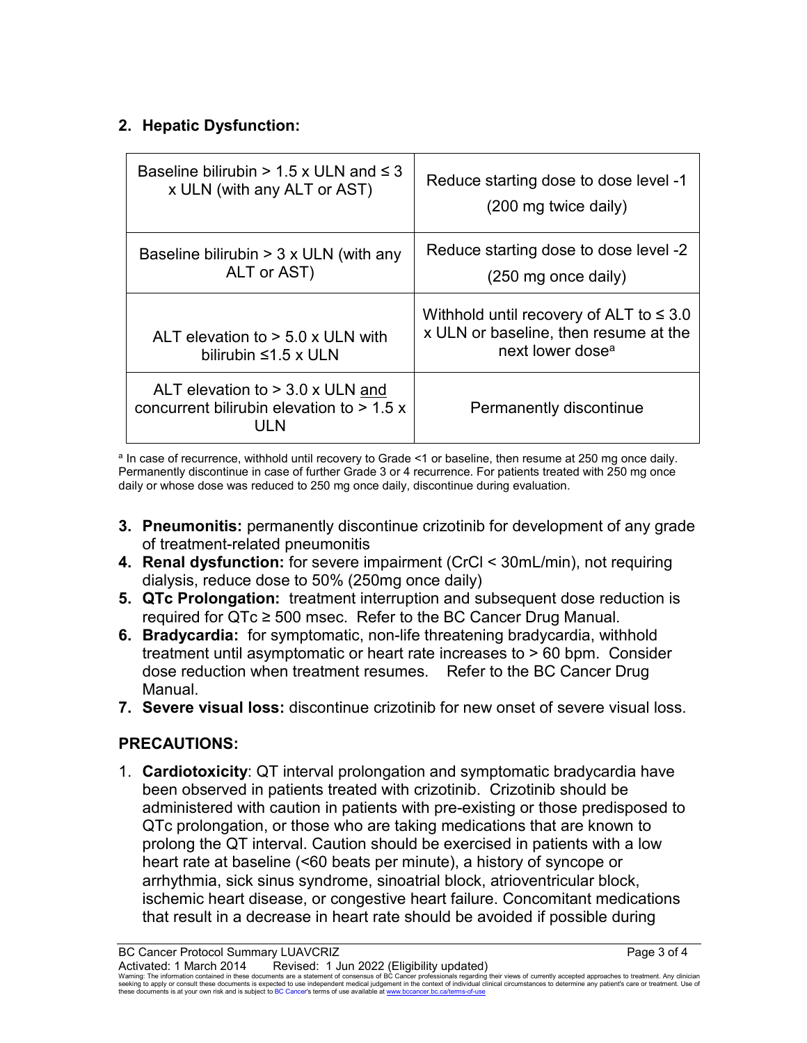2. **Hepatic Dysfunction:**

| Baseline bilirubin > 1.5 x ULN and ≤ 3 x ULN (with any ALT or AST) | Reduce starting dose to dose level -1 (200 mg twice daily) |
|---|---|
| Baseline bilirubin > 3 x ULN (with any ALT or AST) | Reduce starting dose to dose level -2 (250 mg once daily) |
| ALT elevation to > 5.0 x ULN with bilirubin ≤1.5 x ULN | Withhold until recovery of ALT to ≤ 3.0 x ULN or baseline, then resume at the next lower dose[a] |
| ALT elevation to > 3.0 x ULN <u>and</u> concurrent bilirubin elevation to > 1.5 x ULN | Permanently discontinue |

[a] In case of recurrence, withhold until recovery to Grade <1 or baseline, then resume at 250 mg once daily. Permanently discontinue in case of further Grade 3 or 4 recurrence. For patients treated with 250 mg once daily or whose dose was reduced to 250 mg once daily, discontinue during evaluation.

3. **Pneumonitis:** permanently discontinue crizotinib for development of any grade of treatment-related pneumonitis
4. **Renal dysfunction:** for severe impairment (CrCl < 30mL/min), not requiring dialysis, reduce dose to 50% (250mg once daily)
5. **QTc Prolongation:** treatment interruption and subsequent dose reduction is required for QTc ≥ 500 msec. Refer to the BC Cancer Drug Manual.
6. **Bradycardia:** for symptomatic, non-life threatening bradycardia, withhold treatment until asymptomatic or heart rate increases to > 60 bpm. Consider dose reduction when treatment resumes. Refer to the BC Cancer Drug Manual.
7. **Severe visual loss:** discontinue crizotinib for new onset of severe visual loss.

## PRECAUTIONS:

1. **Cardiotoxicity**: QT interval prolongation and symptomatic bradycardia have been observed in patients treated with crizotinib. Crizotinib should be administered with caution in patients with pre-existing or those predisposed to QTc prolongation, or those who are taking medications that are known to prolong the QT interval. Caution should be exercised in patients with a low heart rate at baseline (<60 beats per minute), a history of syncope or arrhythmia, sick sinus syndrome, sinoatrial block, atrioventricular block, ischemic heart disease, or congestive heart failure. Concomitant medications that result in a decrease in heart rate should be avoided if possible during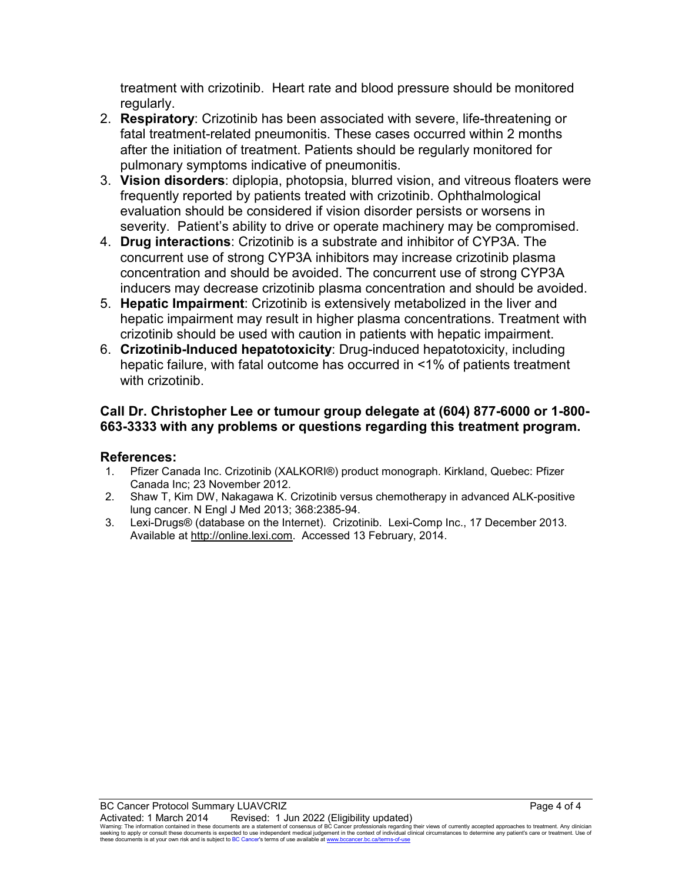treatment with crizotinib. Heart rate and blood pressure should be monitored regularly.

2. **Respiratory**: Crizotinib has been associated with severe, life-threatening or fatal treatment-related pneumonitis. These cases occurred within 2 months after the initiation of treatment. Patients should be regularly monitored for pulmonary symptoms indicative of pneumonitis.
3. **Vision disorders**: diplopia, photopsia, blurred vision, and vitreous floaters were frequently reported by patients treated with crizotinib. Ophthalmological evaluation should be considered if vision disorder persists or worsens in severity. Patient's ability to drive or operate machinery may be compromised.
4. **Drug interactions**: Crizotinib is a substrate and inhibitor of CYP3A. The concurrent use of strong CYP3A inhibitors may increase crizotinib plasma concentration and should be avoided. The concurrent use of strong CYP3A inducers may decrease crizotinib plasma concentration and should be avoided.
5. **Hepatic Impairment**: Crizotinib is extensively metabolized in the liver and hepatic impairment may result in higher plasma concentrations. Treatment with crizotinib should be used with caution in patients with hepatic impairment.
6. **Crizotinib-Induced hepatotoxicity**: Drug-induced hepatotoxicity, including hepatic failure, with fatal outcome has occurred in <1% of patients treatment with crizotinib.

**Call Dr. Christopher Lee or tumour group delegate at (604) 877-6000 or 1-800-663-3333 with any problems or questions regarding this treatment program.**

## References:

1. Pfizer Canada Inc. Crizotinib (XALKORI®) product monograph. Kirkland, Quebec: Pfizer Canada Inc; 23 November 2012.
2. Shaw T, Kim DW, Nakagawa K. Crizotinib versus chemotherapy in advanced ALK-positive lung cancer. N Engl J Med 2013; 368:2385-94.
3. Lexi-Drugs® (database on the Internet). Crizotinib. Lexi-Comp Inc., 17 December 2013. Available at http://online.lexi.com. Accessed 13 February, 2014.